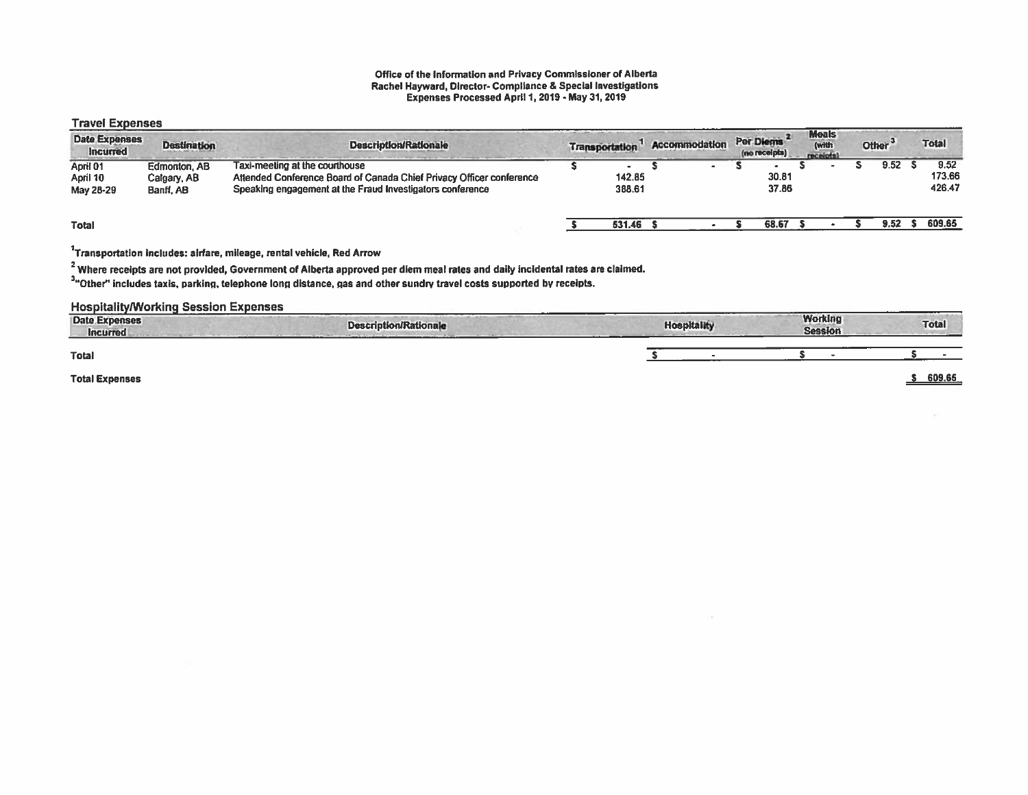**Office of the Information and Privacy Commissioner of Alberta**
**Rachel Hayward, Director- Compliance & Special Investigations**
**Expenses Processed April 1, 2019 - May 31, 2019**

## Travel Expenses

| Date Expenses Incurred | Destination | Description/Rationale | Transportation[1] | Accommodation | Per Diems[2] (no receipts) | Meals (with receipts) | Other[3] | Total |
|---|---|---|---|---|---|---|---|---|
| April 01 | Edmonton, AB | Taxi-meeting at the courthouse | $ - | $ - | $ - | $ - | $ 9.52 | $ 9.52 |
| April 10 | Calgary, AB | Attended Conference Board of Canada Chief Privacy Officer conference | 142.85 | | 30.81 | | | 173.66 |
| May 28-29 | Banff, AB | Speaking engagement at the Fraud Investigators conference | 388.61 | | 37.86 | | | 426.47 |
| **Total** | | | $ 531.46 | $ - | $ 68.67 | $ - | $ 9.52 | $ 609.65 |

[1]Transportation includes: airfare, mileage, rental vehicle, Red Arrow

[2] Where receipts are not provided, Government of Alberta approved per diem meal rates and daily incidental rates are claimed.

[3]"Other" includes taxis, parking, telephone long distance, gas and other sundry travel costs supported by receipts.

## Hospitality/Working Session Expenses

| Date Expenses Incurred | Description/Rationale | Hospitality | Working Session | Total |
|---|---|---|---|---|
| **Total** | | $ - | $ - | $ - |

**Total Expenses** $ 609.65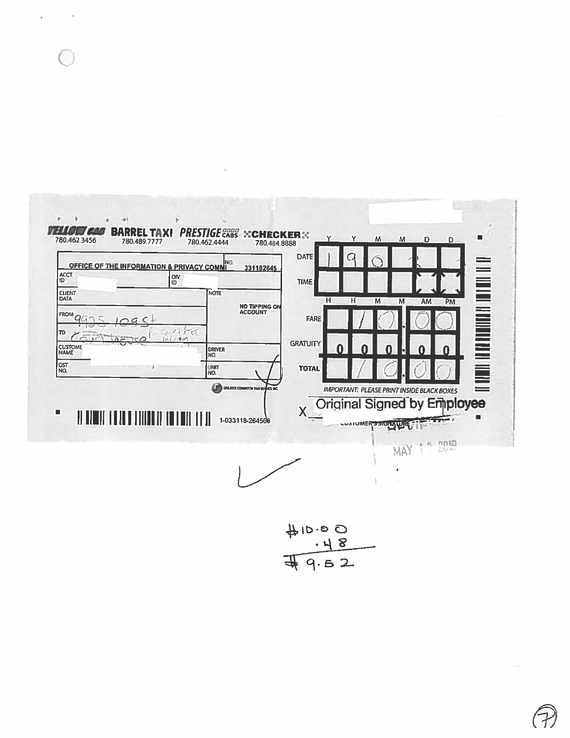YELLOW CAB 780.462.3456 BARREL TAXI 780.489.7777 PRESTIGE CABS 780.462.4444 CHECKER 780.484.8888

| | | |
|---|---|---|
| OFFICE OF THE INFORMATION & PRIVACY COMM | NO. | 331182645 |
| ACCT. ID | DIV. ID | |
| CLIENT DATA | NOTE | NO TIPPING ON ACCOUNT |
| FROM 9925 109 St | | |
| TO | | |
| CUSTOMER NAME | DRIVER NO. | |
| GST NO. | UNIT NO. | |

GREATER EDMONTON TAXI SERVICE INC.

1-033118-264568

| | Y | Y | M | M | D | D |
|---|---|---|---|---|---|---|
| DATE | 1 | 9 | 0 | | | |
| TIME | | | | | | |
| | H | H | M | M | AM | PM |

| | | | | | |
|---|---|---|---|---|---|
| FARE | | 1 | 0 | 0 | 0 |
| GRATUITY | 0 | 0 | 0 | 0 | 0 |
| TOTAL | | 1 | 0 | 0 | 0 |

*IMPORTANT: PLEASE PRINT INSIDE BLACK BOXES*

X Original Signed by Employee

CUSTOMER'S SIGNATURE

MAY 1 0 2019

$10.00
.48
$9.52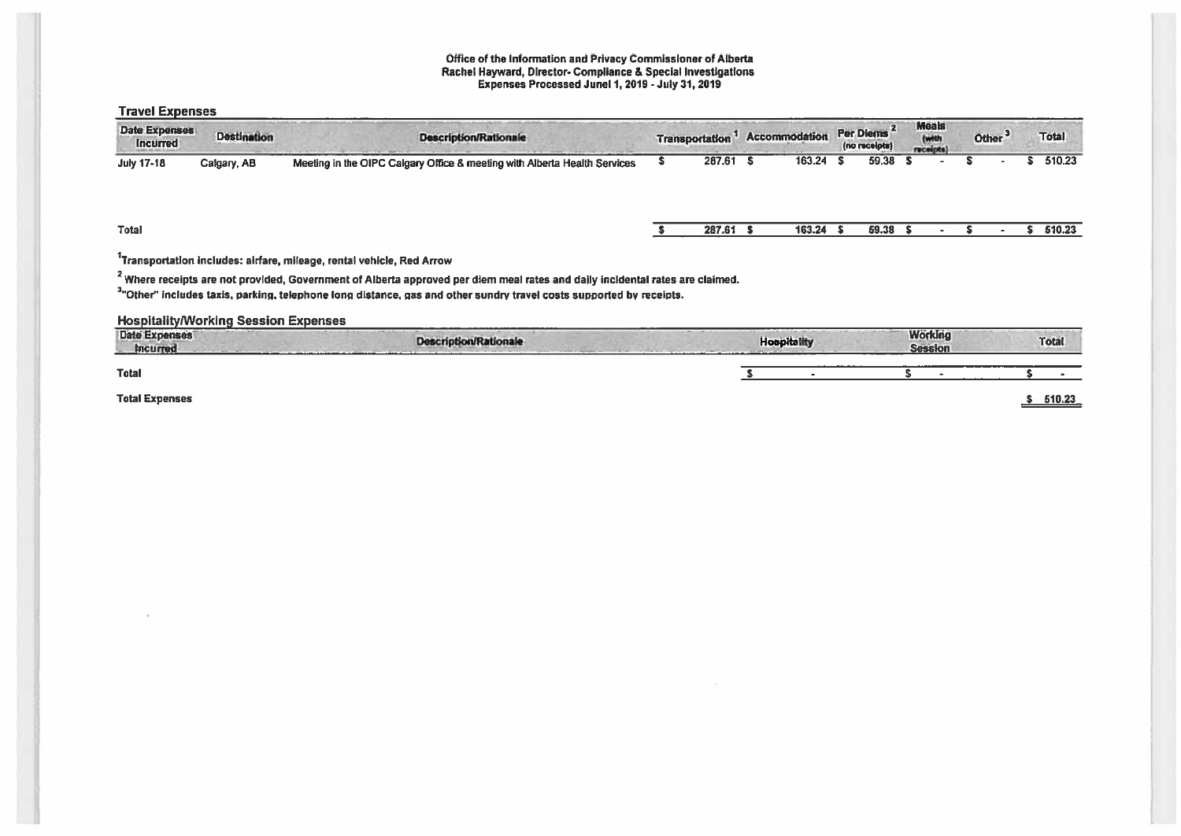**Office of the Information and Privacy Commissioner of Alberta**
**Rachel Hayward, Director- Compliance & Special Investigations**
**Expenses Processed Junel 1, 2019 - July 31, 2019**

## Travel Expenses

| Date Expenses Incurred | Destination | Description/Rationale | Transportation [1] | Accommodation | Per Diems [2] (no receipts) | Meals (with receipts) | Other [3] | Total |
|---|---|---|---|---|---|---|---|---|
| July 17-18 | Calgary, AB | Meeting in the OIPC Calgary Office & meeting with Alberta Health Services | $ 287.61 | $ 163.24 | $ 59.38 | $ - | $ - | $ 510.23 |
| Total | | | $ 287.61 | $ 163.24 | $ 59.38 | $ - | $ - | $ 510.23 |

[1]Transportation includes: airfare, mileage, rental vehicle, Red Arrow

[2] Where receipts are not provided, Government of Alberta approved per diem meal rates and daily incidental rates are claimed.

[3]"Other" includes taxis, parking, telephone long distance, gas and other sundry travel costs supported by receipts.

## Hospitality/Working Session Expenses

| Date Expenses Incurred | Description/Rationale | Hospitality | Working Session | Total |
|---|---|---|---|---|
| Total | | $ - | $ - | $ - |

**Total Expenses** $ 510.23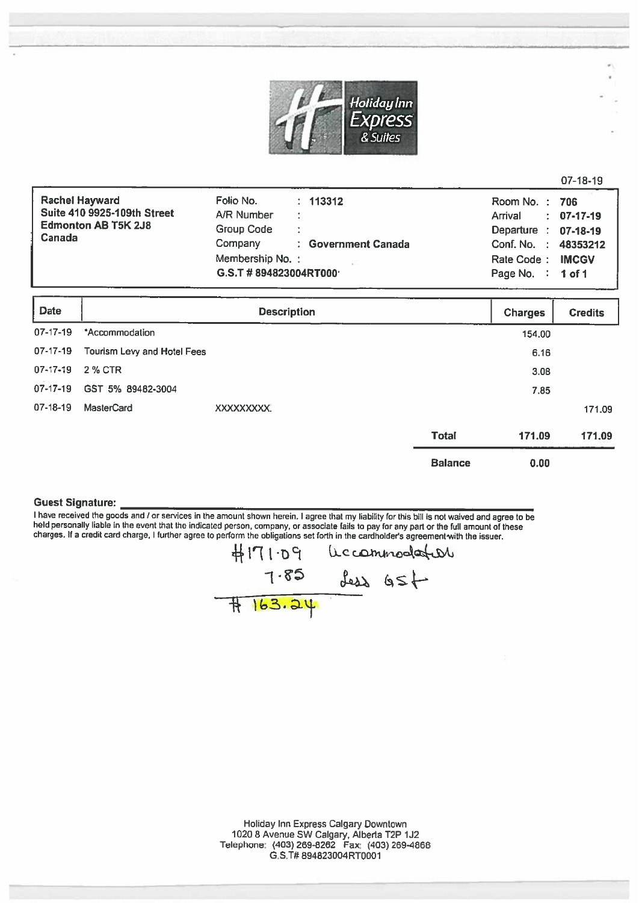Holiday Inn Express & Suites

07-18-19

| | | |
|---|---|---|
| **Rachel Hayward** | Folio No. : **113312** | Room No. : **706** |
| **Suite 410 9925-109th Street** | A/R Number : | Arrival : **07-17-19** |
| **Edmonton AB T5K 2J8** | Group Code : | Departure : **07-18-19** |
| **Canada** | Company : **Government Canada** | Conf. No. : **48353212** |
| | Membership No. : | Rate Code : **IMCGV** |
| | **G.S.T # 894823004RT000** | Page No. : **1 of 1** |

| Date | Description | | Charges | Credits |
|---|---|---|---|---|
| 07-17-19 | *Accommodation | | 154.00 | |
| 07-17-19 | Tourism Levy and Hotel Fees | | 6.16 | |
| 07-17-19 | 2 % CTR | | 3.08 | |
| 07-17-19 | GST 5% 89482-3004 | | 7.85 | |
| 07-18-19 | MasterCard | XXXXXXXXX. | | 171.09 |
| | | **Total** | **171.09** | **171.09** |
| | | **Balance** | **0.00** | |

**Guest Signature:** ____________________

I have received the goods and / or services in the amount shown herein. I agree that my liability for this bill is not waived and agree to be held personally liable in the event that the indicated person, company, or associate fails to pay for any part or the full amount of these charges. If a credit card charge, I further agree to perform the obligations set forth in the cardholder's agreement with the issuer.

$171.09 accommodation
7.85 less GST
$163.24

Holiday Inn Express Calgary Downtown
1020 8 Avenue SW Calgary, Alberta T2P 1J2
Telephone: (403) 269-8262 Fax: (403) 269-4868
G.S.T# 894823004RT0001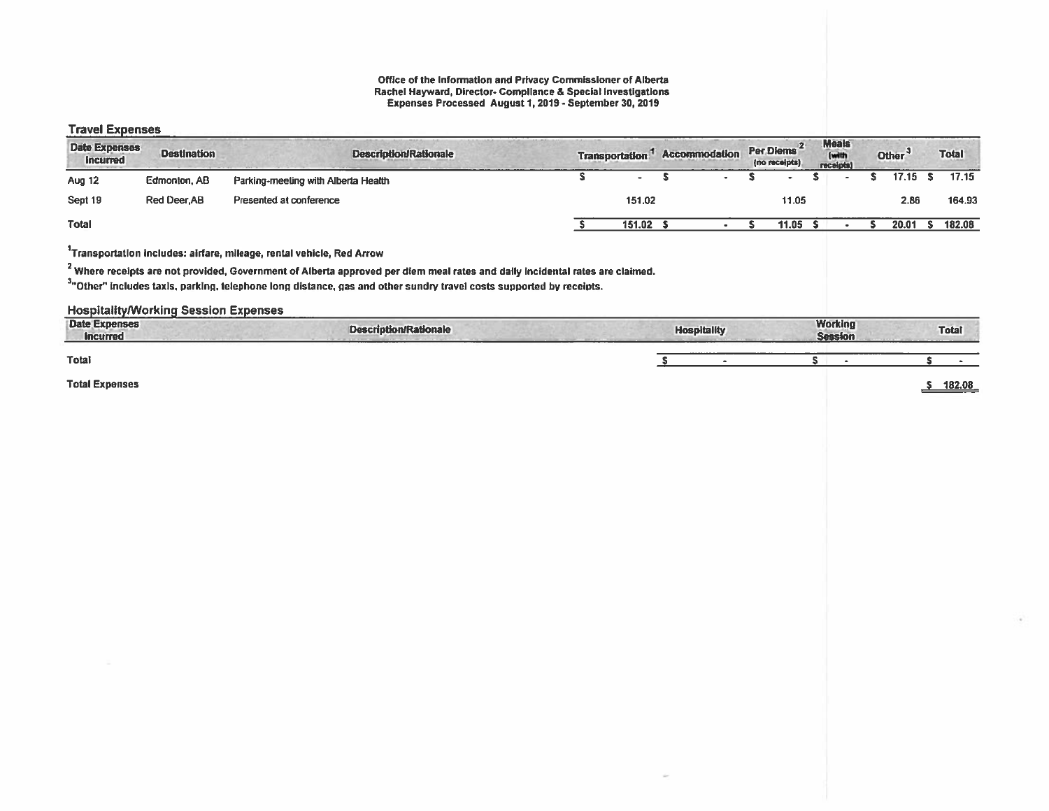**Office of the Information and Privacy Commissioner of Alberta**
**Rachel Hayward, Director- Compliance & Special Investigations**
**Expenses Processed August 1, 2019 - September 30, 2019**

## Travel Expenses

| Date Expenses Incurred | Destination | Description/Rationale | Transportation [1] | Accommodation | Per Diems [2] (no receipts) | Meals (with receipts) | Other [3] | Total |
|---|---|---|---|---|---|---|---|---|
| Aug 12 | Edmonton, AB | Parking-meeting with Alberta Health | $ - | $ - | $ - | $ - | $ 17.15 | $ 17.15 |
| Sept 19 | Red Deer,AB | Presented at conference | 151.02 | | 11.05 | | 2.86 | 164.93 |
| **Total** | | | $ 151.02 | $ - | $ 11.05 | $ - | $ 20.01 | $ 182.08 |

[1]Transportation includes: airfare, mileage, rental vehicle, Red Arrow

[2] Where receipts are not provided, Government of Alberta approved per diem meal rates and daily incidental rates are claimed.

[3]"Other" includes taxis, parking, telephone long distance, gas and other sundry travel costs supported by receipts.

## Hospitality/Working Session Expenses

| Date Expenses Incurred | Description/Rationale | Hospitality | Working Session | Total |
|---|---|---|---|---|
| **Total** | | $ - | $ - | $ - |

**Total Expenses** $ 182.08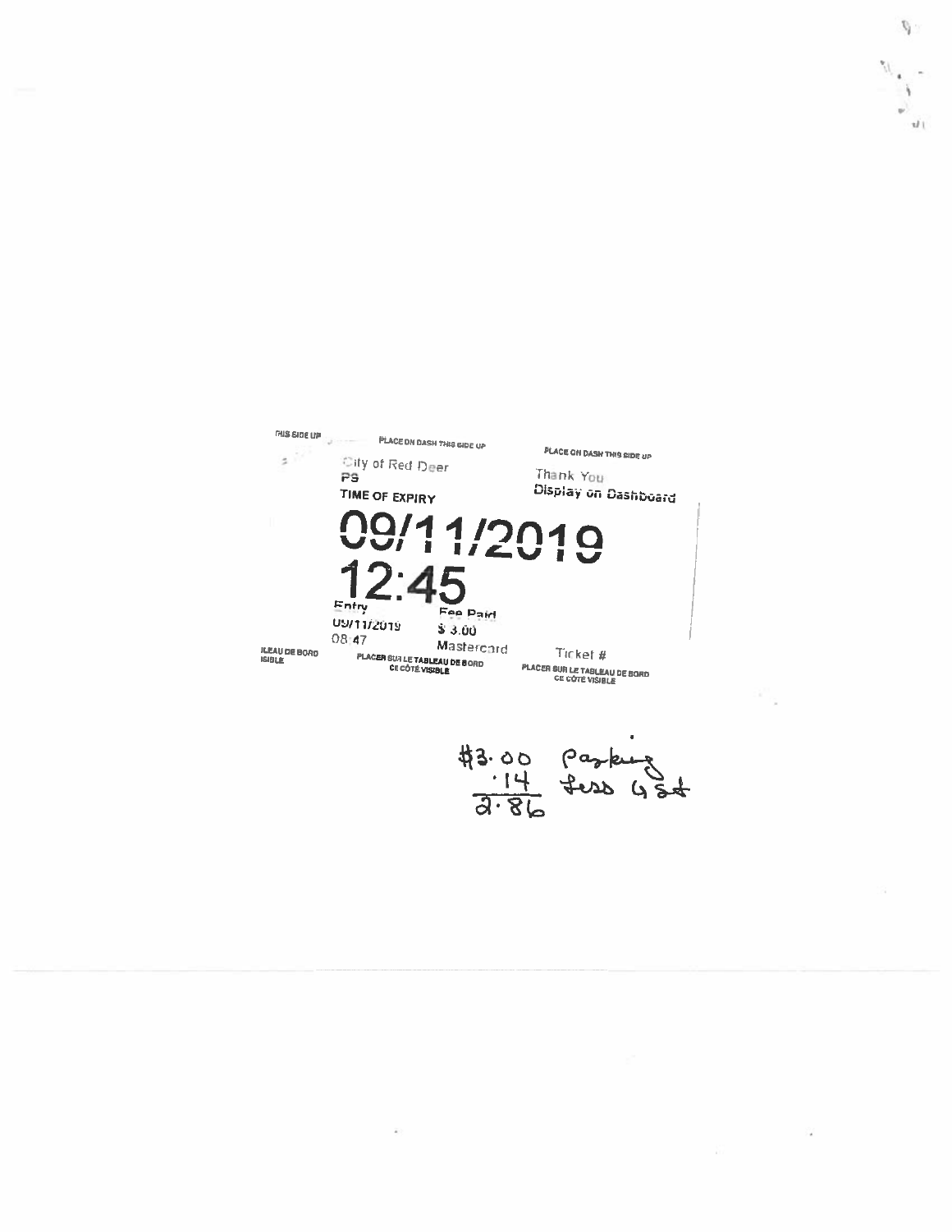THIS SIDE UP

PLACE ON DASH THIS SIDE UP

PLACE ON DASH THIS SIDE UP

City of Red Deer
PS

TIME OF EXPIRY

Thank You
Display on Dashboard

# 09/11/2019
# 12:45

| Entry | Fee Paid |
| --- | --- |
| 09/11/2019 | $ 3.00 |
| 08:47 | Mastercard |

Ticket #

PLACER SUR LE TABLEAU DE BORD CE CÔTÉ VISIBLE

PLACER SUR LE TABLEAU DE BORD CE CÔTÉ VISIBLE

TABLEAU DE BORD VISIBLE

$3.00 Parking
.14 Less GST
2.86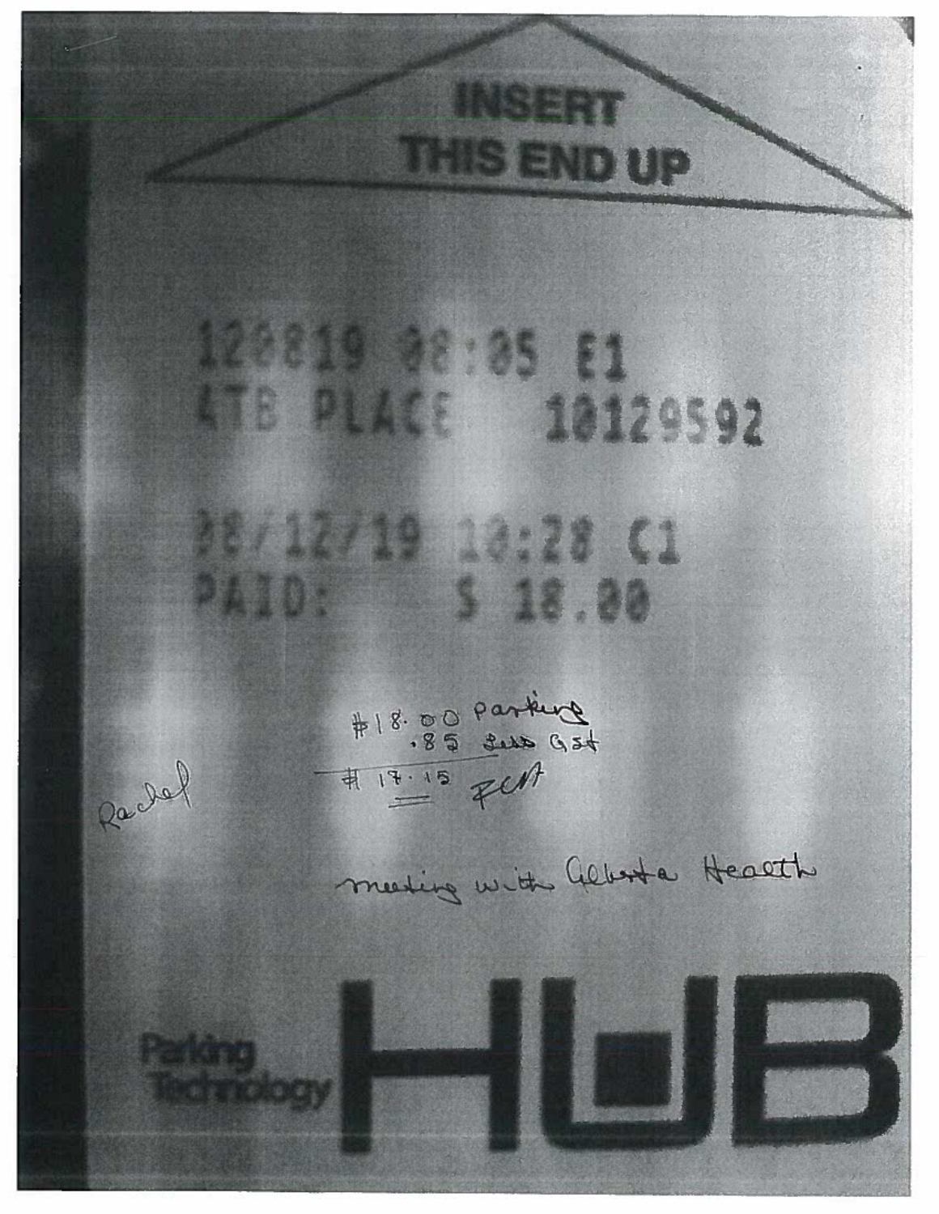INSERT THIS END UP

120819 08:05 E1
ATB PLACE 10129592

08/12/19 10:28 C1
PAID: $ 18.00

Rachel

$18.00 parking
.85 Less GST
$17.15 FCM

meeting with Alberta Health

Parking Technology HUB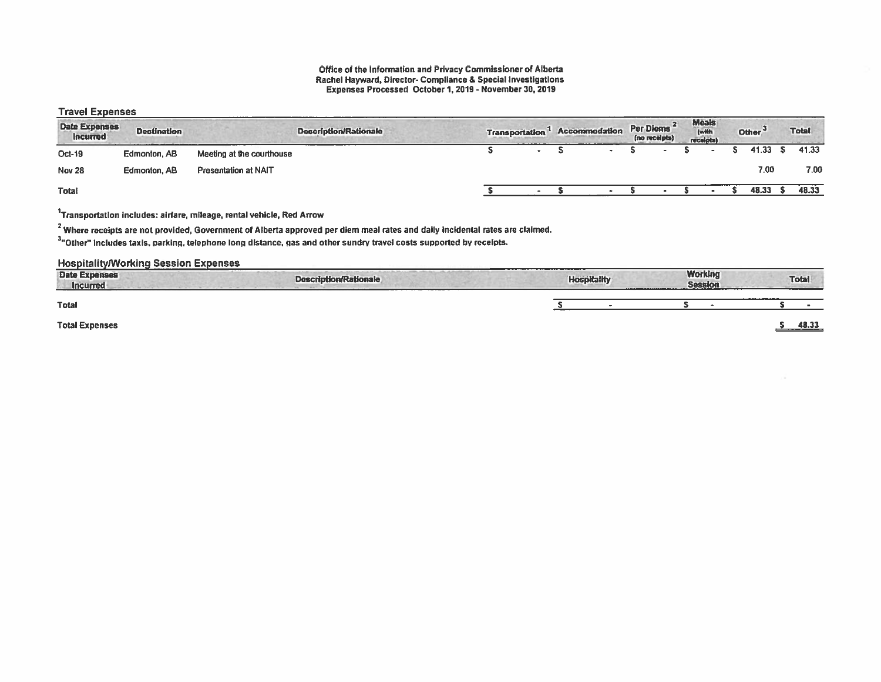**Office of the Information and Privacy Commissioner of Alberta**
**Rachel Hayward, Director- Compliance & Special Investigations**
**Expenses Processed October 1, 2019 - November 30, 2019**

## Travel Expenses

| Date Expenses Incurred | Destination | Description/Rationale | Transportation [1] | Accommodation | Per Diems [2] (no receipts) | Meals (with receipts) | Other [3] | Total |
|---|---|---|---|---|---|---|---|---|
| Oct-19 | Edmonton, AB | Meeting at the courthouse | $ - | $ - | $ - | $ - | $ 41.33 | $ 41.33 |
| Nov 28 | Edmonton, AB | Presentation at NAIT | | | | | 7.00 | 7.00 |
| **Total** | | | $ - | $ - | $ - | $ - | $ 48.33 | $ 48.33 |

[1]Transportation includes: airfare, mileage, rental vehicle, Red Arrow

[2] Where receipts are not provided, Government of Alberta approved per diem meal rates and daily incidental rates are claimed.

[3]"Other" includes taxis, parking, telephone long distance, gas and other sundry travel costs supported by receipts.

## Hospitality/Working Session Expenses

| Date Expenses Incurred | Description/Rationale | Hospitality | Working Session | Total |
|---|---|---|---|---|
| **Total** | | $ - | $ - | $ - |

**Total Expenses** $ 48.33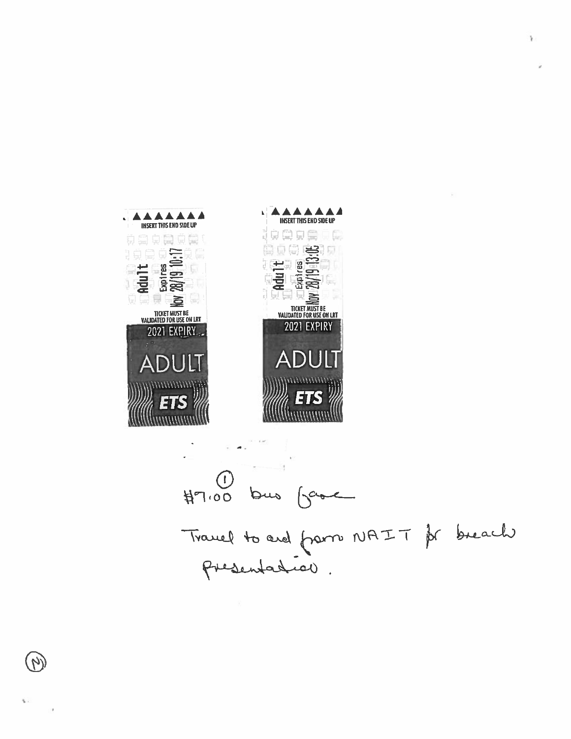INSERT THIS END SIDE UP

Adult

Expires

Nov 28/19 10:17

TICKET MUST BE VALIDATED FOR USE ON LRT

2021 EXPIRY

ADULT

ETS

INSERT THIS END SIDE UP

Adult

Expires

Nov 28/19 13:06

TICKET MUST BE VALIDATED FOR USE ON LRT

2021 EXPIRY

ADULT

ETS

(1)

$7.00 bus fare

Travel to and from NAIT for breach presentation.

(N)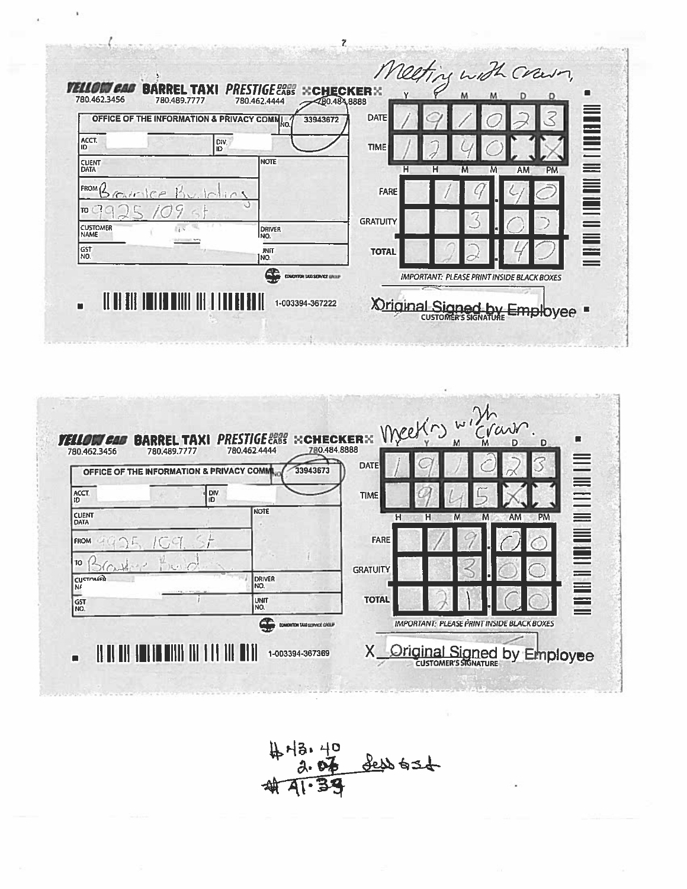**Receipt 1**

Meeting with Crown,

YELLOW CAB 780.462.3456 | BARREL TAXI 780.489.7777 | PRESTIGE CABS 780.462.4444 | CHECKER 780.484.8888

OFFICE OF THE INFORMATION & PRIVACY COMM | NO. 33943672

ACCT. ID | DIV. ID

CLIENT DATA | NOTE

FROM Brownlee Building

TO 9925 109 st

CUSTOMER NAME | DRIVER NO.

GST NO. | UNIT NO.

| | |
|---|---|
| DATE (Y Y M M D D) | 19/0 2 3 |
| TIME (H H M M AM PM) | 12 40 PM |
| FARE | 19.40 |
| GRATUITY | 3.00 |
| TOTAL | 22.40 |

IMPORTANT: PLEASE PRINT INSIDE BLACK BOXES

1-003394-367222

X Original Signed by Employee
CUSTOMER'S SIGNATURE

---

**Receipt 2**

Meeting with Crown.

YELLOW CAB 780.462.3456 | BARREL TAXI 780.489.7777 | PRESTIGE CABS 780.462.4444 | CHECKER 780.484.8888

OFFICE OF THE INFORMATION & PRIVACY COMM | NO. 33943673

ACCT. ID | DIV. ID

CLIENT DATA | NOTE

FROM 9925 109 St

TO Brownlee Build

CUSTOMER NAME | DRIVER NO.

GST NO. | UNIT NO.

| | |
|---|---|
| DATE (Y Y M M D D) | 19/0 2 3 |
| TIME (H H M M AM PM) | 9 45 AM |
| FARE | 19.00 |
| GRATUITY | 3.00 |
| TOTAL | 21.00 |

IMPORTANT: PLEASE PRINT INSIDE BLACK BOXES

1-003394-367369

X Original Signed by Employee
CUSTOMER'S SIGNATURE

---

$43.40
2.01 less GST
$41.39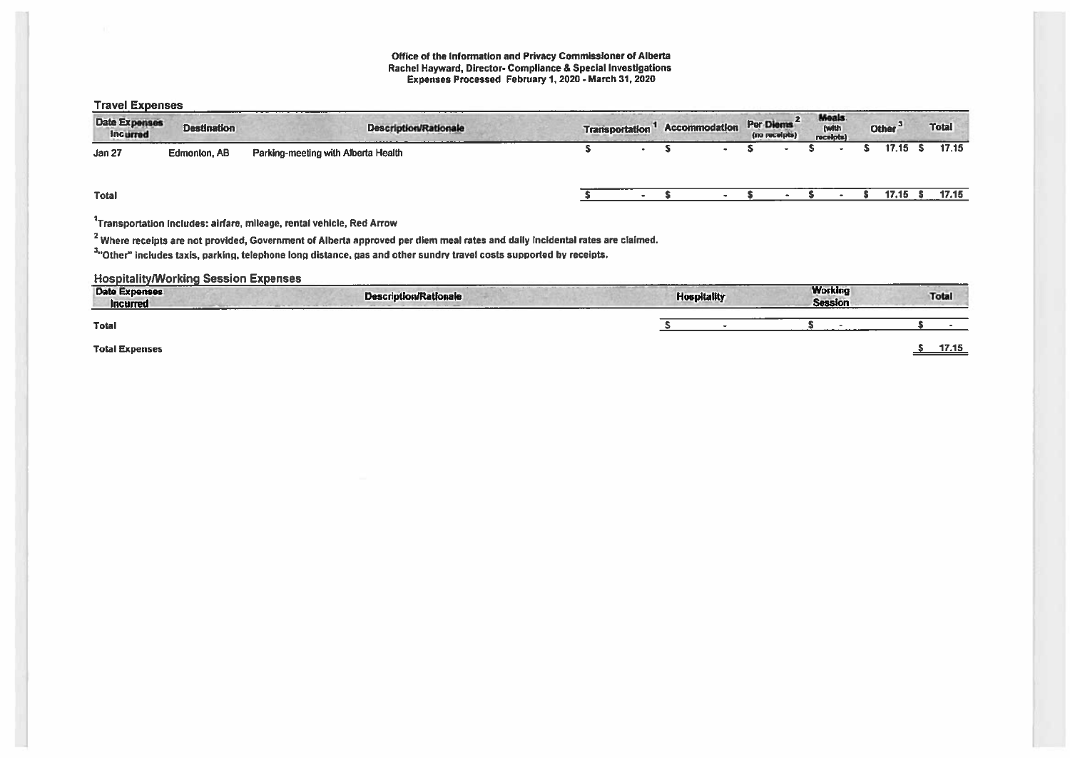**Office of the Information and Privacy Commissioner of Alberta**
**Rachel Hayward, Director- Compliance & Special Investigations**
**Expenses Processed February 1, 2020 - March 31, 2020**

## Travel Expenses

| Date Expenses Incurred | Destination | Description/Rationale | Transportation [1] | Accommodation | Per Diems [2] (no receipts) | Meals (with receipts) | Other [3] | Total |
|---|---|---|---|---|---|---|---|---|
| Jan 27 | Edmonton, AB | Parking-meeting with Alberta Health | $ - | $ - | $ - | $ - | $ 17.15 | $ 17.15 |
| **Total** | | | $ - | $ - | $ - | $ - | $ 17.15 | $ 17.15 |

[1]Transportation includes: airfare, mileage, rental vehicle, Red Arrow

[2] Where receipts are not provided, Government of Alberta approved per diem meal rates and daily incidental rates are claimed.

[3]"Other" includes taxis, parking, telephone long distance, gas and other sundry travel costs supported by receipts.

## Hospitality/Working Session Expenses

| Date Expenses Incurred | Description/Rationale | Hospitality | Working Session | Total |
|---|---|---|---|---|
| **Total** | | $ - | $ - | $ - |

**Total Expenses** $ 17.15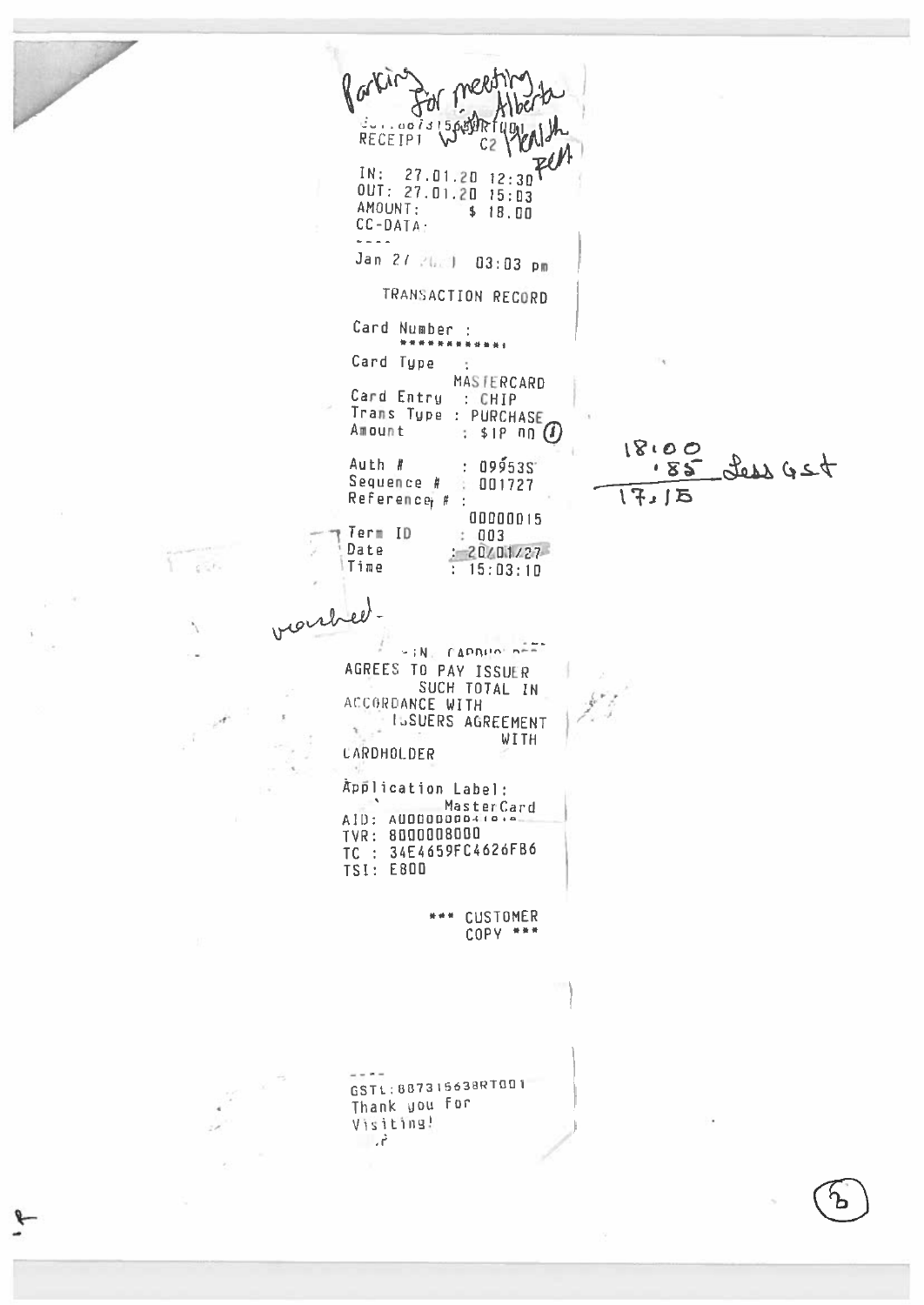Parking for meeting with Alberta Health
FCM

...887315638RT001
RECEIPT C2

IN: 27.01.20 12:30
OUT: 27.01.20 15:03
AMOUNT: $ 18.00
CC-DATA:
----
Jan 27 2020 03:03 pm

TRANSACTION RECORD

Card Number :
************

Card Type :
MASTERCARD
Card Entry : CHIP
Trans Type : PURCHASE
Amount : $18.00 (1)

Auth # : 09953S
Sequence # : 001727
Reference # :
00000015
Term ID : 003
Date : 20/01/27
Time : 15:03:10

18.00
.85 Less GST
17.15

vouched.

... CARDHOLDER
AGREES TO PAY ISSUER
SUCH TOTAL IN
ACCORDANCE WITH
ISSUERS AGREEMENT
WITH
CARDHOLDER

Application Label:
MasterCard
AID: A0000000041010
TVR: 8000008000
TC : 34E4659FC4626FB6
TSI: E800

*** CUSTOMER
COPY ***

----
GST#:887315638RT001
Thank you For
Visiting!